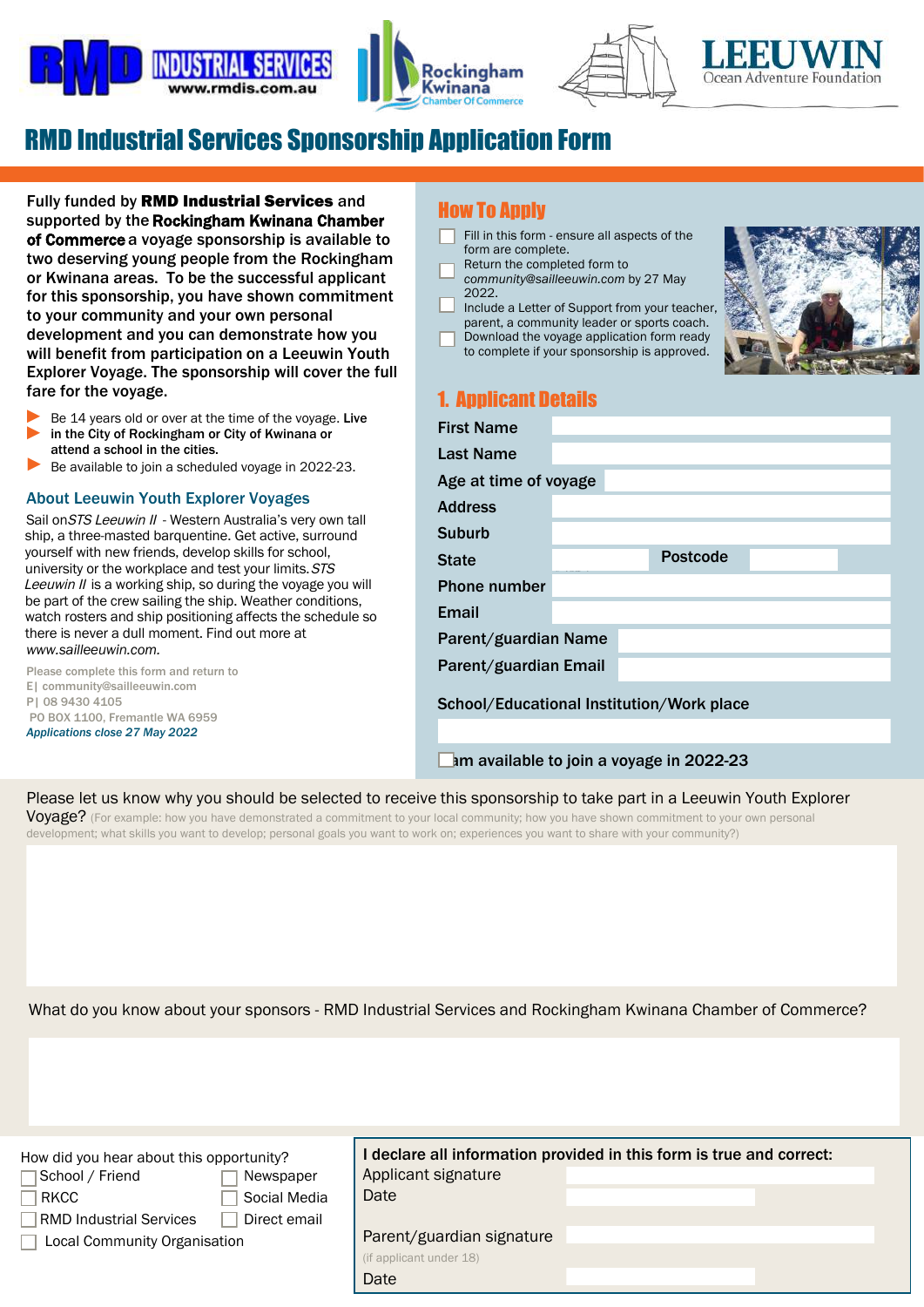RMD INDUSTRIAL SERVICES www.rmdis.com.au

Rockingham Kwinana Chamber Of Commerce

LEEUWIN Ocean Adventure Foundation

# RMD Industrial Services Sponsorship Application Form

Fully funded by **RMD Industrial Services** and supported by the **Rockingham Kwinana Chamber of Commerce** a voyage sponsorship is available to two deserving young people from the Rockingham or Kwinana areas. To be the successful applicant for this sponsorship, you have shown commitment to your community and your own personal development and you can demonstrate how you will benefit from participation on a Leeuwin Youth Explorer Voyage. The sponsorship will cover the full fare for the voyage.

- Be 14 years old or over at the time of the voyage. **Live in the City of Rockingham or City of Kwinana or attend a school in the cities.**
- Be available to join a scheduled voyage in 2022-23.

## About Leeuwin Youth Explorer Voyages

Sail on *STS Leeuwin II* - Western Australia's very own tall ship, a three-masted barquentine. Get active, surround yourself with new friends, develop skills for school, university or the workplace and test your limits. *STS Leeuwin II* is a working ship, so during the voyage you will be part of the crew sailing the ship. Weather conditions, watch rosters and ship positioning affects the schedule so there is never a dull moment. Find out more at *www.sailleeuwin.com.*

Please complete this form and return to
E| community@sailleeuwin.com
P| 08 9430 4105
PO BOX 1100, Fremantle WA 6959
*Applications close 27 May 2022*

## How To Apply

- ☐ Fill in this form - ensure all aspects of the form are complete.
- ☐ Return the completed form to *community@sailleeuwin.com* by 27 May 2022.
- ☐ Include a Letter of Support from your teacher, parent, a community leader or sports coach.
- ☐ Download the voyage application form ready to complete if your sponsorship is approved.

## 1. Applicant Details

| | |
|---|---|
| First Name | |
| Last Name | |
| Age at time of voyage | |
| Address | |
| Suburb | |
| State | Postcode |
| Phone number | |
| Email | |
| Parent/guardian Name | |
| Parent/guardian Email | |

School/Educational Institution/Work place

☐ I am available to join a voyage in 2022-23

Please let us know why you should be selected to receive this sponsorship to take part in a Leeuwin Youth Explorer Voyage? (For example: how you have demonstrated a commitment to your local community; how you have shown commitment to your own personal development; what skills you want to develop; personal goals you want to work on; experiences you want to share with your community?)

What do you know about your sponsors - RMD Industrial Services and Rockingham Kwinana Chamber of Commerce?

How did you hear about this opportunity?

- ☐ School / Friend
- ☐ Newspaper
- ☐ RKCC
- ☐ Social Media
- ☐ RMD Industrial Services
- ☐ Direct email
- ☐ Local Community Organisation

**I declare all information provided in this form is true and correct:**

Applicant signature

Date

Parent/guardian signature
(if applicant under 18)

Date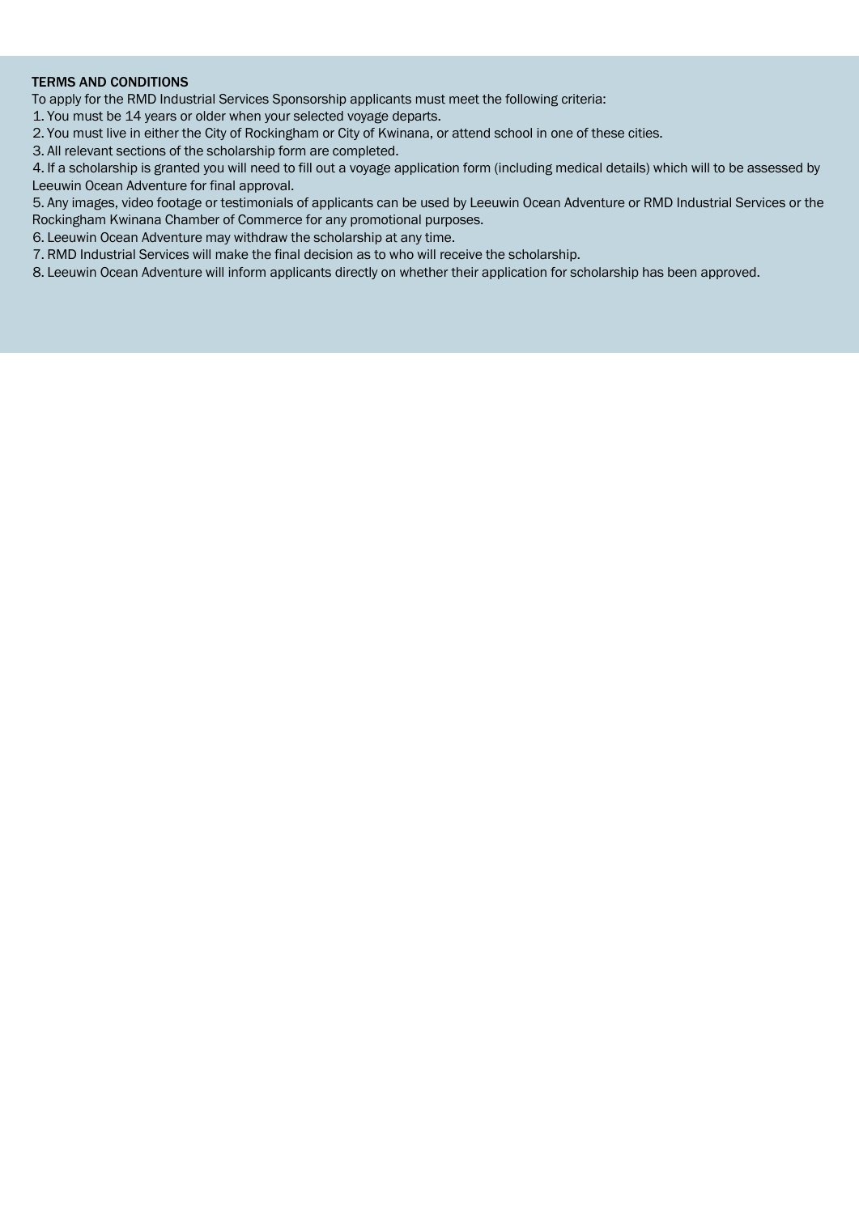## TERMS AND CONDITIONS

To apply for the RMD Industrial Services Sponsorship applicants must meet the following criteria:

1. You must be 14 years or older when your selected voyage departs.
2. You must live in either the City of Rockingham or City of Kwinana, or attend school in one of these cities.
3. All relevant sections of the scholarship form are completed.
4. If a scholarship is granted you will need to fill out a voyage application form (including medical details) which will to be assessed by Leeuwin Ocean Adventure for final approval.
5. Any images, video footage or testimonials of applicants can be used by Leeuwin Ocean Adventure or RMD Industrial Services or the Rockingham Kwinana Chamber of Commerce for any promotional purposes.
6. Leeuwin Ocean Adventure may withdraw the scholarship at any time.
7. RMD Industrial Services will make the final decision as to who will receive the scholarship.
8. Leeuwin Ocean Adventure will inform applicants directly on whether their application for scholarship has been approved.